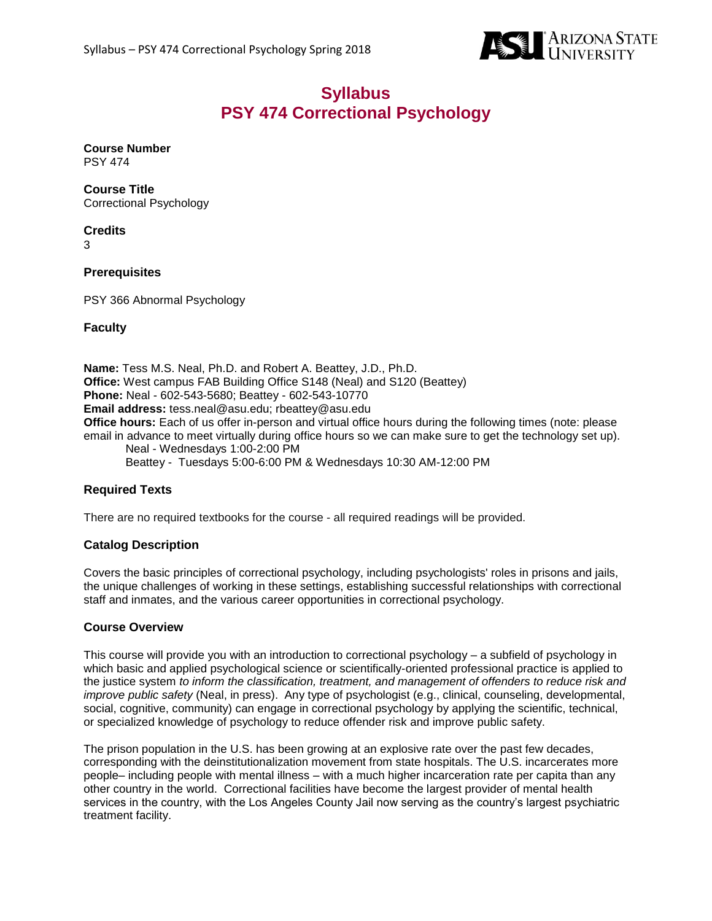# Syllabus
# PSY 474 Correctional Psychology

**Course Number**
PSY 474

**Course Title**
Correctional Psychology

**Credits**
3

### Prerequisites

PSY 366 Abnormal Psychology

### Faculty

**Name:** Tess M.S. Neal, Ph.D. and Robert A. Beattey, J.D., Ph.D.
**Office:** West campus FAB Building Office S148 (Neal) and S120 (Beattey)
**Phone:** Neal - 602-543-5680; Beattey - 602-543-10770
**Email address:** tess.neal@asu.edu; rbeattey@asu.edu
**Office hours:** Each of us offer in-person and virtual office hours during the following times (note: please email in advance to meet virtually during office hours so we can make sure to get the technology set up).
 Neal - Wednesdays 1:00-2:00 PM
 Beattey - Tuesdays 5:00-6:00 PM & Wednesdays 10:30 AM-12:00 PM

### Required Texts

There are no required textbooks for the course - all required readings will be provided.

### Catalog Description

Covers the basic principles of correctional psychology, including psychologists' roles in prisons and jails, the unique challenges of working in these settings, establishing successful relationships with correctional staff and inmates, and the various career opportunities in correctional psychology.

### Course Overview

This course will provide you with an introduction to correctional psychology – a subfield of psychology in which basic and applied psychological science or scientifically-oriented professional practice is applied to the justice system *to inform the classification, treatment, and management of offenders to reduce risk and improve public safety* (Neal, in press). Any type of psychologist (e.g., clinical, counseling, developmental, social, cognitive, community) can engage in correctional psychology by applying the scientific, technical, or specialized knowledge of psychology to reduce offender risk and improve public safety.

The prison population in the U.S. has been growing at an explosive rate over the past few decades, corresponding with the deinstitutionalization movement from state hospitals. The U.S. incarcerates more people– including people with mental illness – with a much higher incarceration rate per capita than any other country in the world. Correctional facilities have become the largest provider of mental health services in the country, with the Los Angeles County Jail now serving as the country's largest psychiatric treatment facility.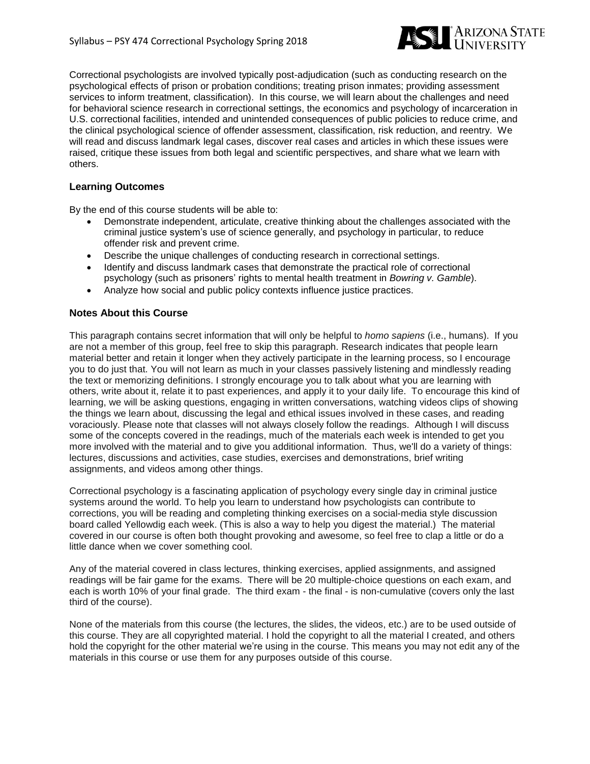Correctional psychologists are involved typically post-adjudication (such as conducting research on the psychological effects of prison or probation conditions; treating prison inmates; providing assessment services to inform treatment, classification). In this course, we will learn about the challenges and need for behavioral science research in correctional settings, the economics and psychology of incarceration in U.S. correctional facilities, intended and unintended consequences of public policies to reduce crime, and the clinical psychological science of offender assessment, classification, risk reduction, and reentry. We will read and discuss landmark legal cases, discover real cases and articles in which these issues were raised, critique these issues from both legal and scientific perspectives, and share what we learn with others.

### Learning Outcomes

By the end of this course students will be able to:

- Demonstrate independent, articulate, creative thinking about the challenges associated with the criminal justice system's use of science generally, and psychology in particular, to reduce offender risk and prevent crime.
- Describe the unique challenges of conducting research in correctional settings.
- Identify and discuss landmark cases that demonstrate the practical role of correctional psychology (such as prisoners' rights to mental health treatment in *Bowring v. Gamble*).
- Analyze how social and public policy contexts influence justice practices.

### Notes About this Course

This paragraph contains secret information that will only be helpful to *homo sapiens* (i.e., humans). If you are not a member of this group, feel free to skip this paragraph. Research indicates that people learn material better and retain it longer when they actively participate in the learning process, so I encourage you to do just that. You will not learn as much in your classes passively listening and mindlessly reading the text or memorizing definitions. I strongly encourage you to talk about what you are learning with others, write about it, relate it to past experiences, and apply it to your daily life. To encourage this kind of learning, we will be asking questions, engaging in written conversations, watching videos clips of showing the things we learn about, discussing the legal and ethical issues involved in these cases, and reading voraciously. Please note that classes will not always closely follow the readings. Although I will discuss some of the concepts covered in the readings, much of the materials each week is intended to get you more involved with the material and to give you additional information. Thus, we'll do a variety of things: lectures, discussions and activities, case studies, exercises and demonstrations, brief writing assignments, and videos among other things.

Correctional psychology is a fascinating application of psychology every single day in criminal justice systems around the world. To help you learn to understand how psychologists can contribute to corrections, you will be reading and completing thinking exercises on a social-media style discussion board called Yellowdig each week. (This is also a way to help you digest the material.) The material covered in our course is often both thought provoking and awesome, so feel free to clap a little or do a little dance when we cover something cool.

Any of the material covered in class lectures, thinking exercises, applied assignments, and assigned readings will be fair game for the exams. There will be 20 multiple-choice questions on each exam, and each is worth 10% of your final grade. The third exam - the final - is non-cumulative (covers only the last third of the course).

None of the materials from this course (the lectures, the slides, the videos, etc.) are to be used outside of this course. They are all copyrighted material. I hold the copyright to all the material I created, and others hold the copyright for the other material we're using in the course. This means you may not edit any of the materials in this course or use them for any purposes outside of this course.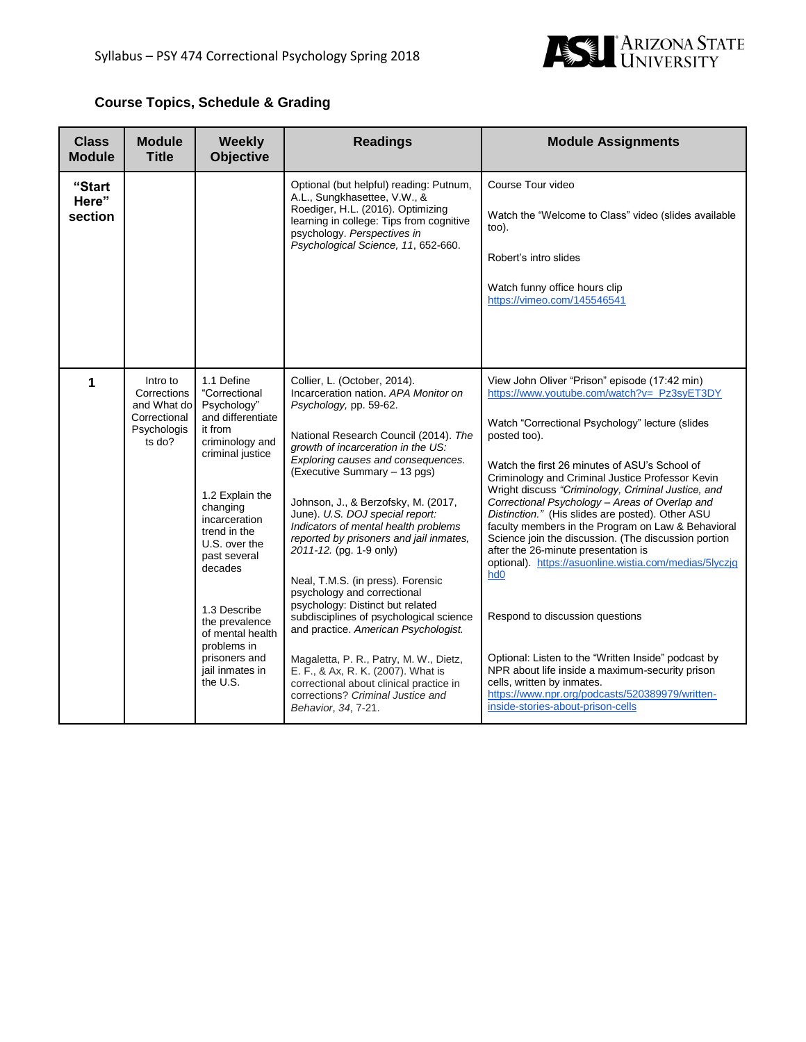## Course Topics, Schedule & Grading

| Class Module | Module Title | Weekly Objective | Readings | Module Assignments |
|---|---|---|---|---|
| **"Start Here" section** | | | Optional (but helpful) reading: Putnum, A.L., Sungkhasettee, V.W., & Roediger, H.L. (2016). Optimizing learning in college: Tips from cognitive psychology. *Perspectives in Psychological Science, 11*, 652-660. | Course Tour video<br><br>Watch the "Welcome to Class" video (slides available too).<br><br>Robert's intro slides<br><br>Watch funny office hours clip https://vimeo.com/145546541 |
| **1** | Intro to Corrections and What do Correctional Psychologists do? | 1.1 Define "Correctional Psychology" and differentiate it from criminology and criminal justice<br><br>1.2 Explain the changing incarceration trend in the U.S. over the past several decades<br><br>1.3 Describe the prevalence of mental health problems in prisoners and jail inmates in the U.S. | Collier, L. (October, 2014). Incarceration nation. *APA Monitor on Psychology*, pp. 59-62.<br><br>National Research Council (2014). *The growth of incarceration in the US: Exploring causes and consequences.* (Executive Summary – 13 pgs)<br><br>Johnson, J., & Berzofsky, M. (2017, June). *U.S. DOJ special report: Indicators of mental health problems reported by prisoners and jail inmates, 2011-12.* (pg. 1-9 only)<br><br>Neal, T.M.S. (in press). Forensic psychology and correctional psychology: Distinct but related subdisciplines of psychological science and practice. *American Psychologist.*<br><br>Magaletta, P. R., Patry, M. W., Dietz, E. F., & Ax, R. K. (2007). What is correctional about clinical practice in corrections? *Criminal Justice and Behavior*, *34*, 7-21. | View John Oliver "Prison" episode (17:42 min) https://www.youtube.com/watch?v=_Pz3syET3DY<br><br>Watch "Correctional Psychology" lecture (slides posted too).<br><br>Watch the first 26 minutes of ASU's School of Criminology and Criminal Justice Professor Kevin Wright discuss *"Criminology, Criminal Justice, and Correctional Psychology – Areas of Overlap and Distinction."* (His slides are posted). Other ASU faculty members in the Program on Law & Behavioral Science join the discussion. (The discussion portion after the 26-minute presentation is optional). https://asuonline.wistia.com/medias/5lyczjqhd0<br><br>Respond to discussion questions<br><br>Optional: Listen to the "Written Inside" podcast by NPR about life inside a maximum-security prison cells, written by inmates. https://www.npr.org/podcasts/520389979/written-inside-stories-about-prison-cells |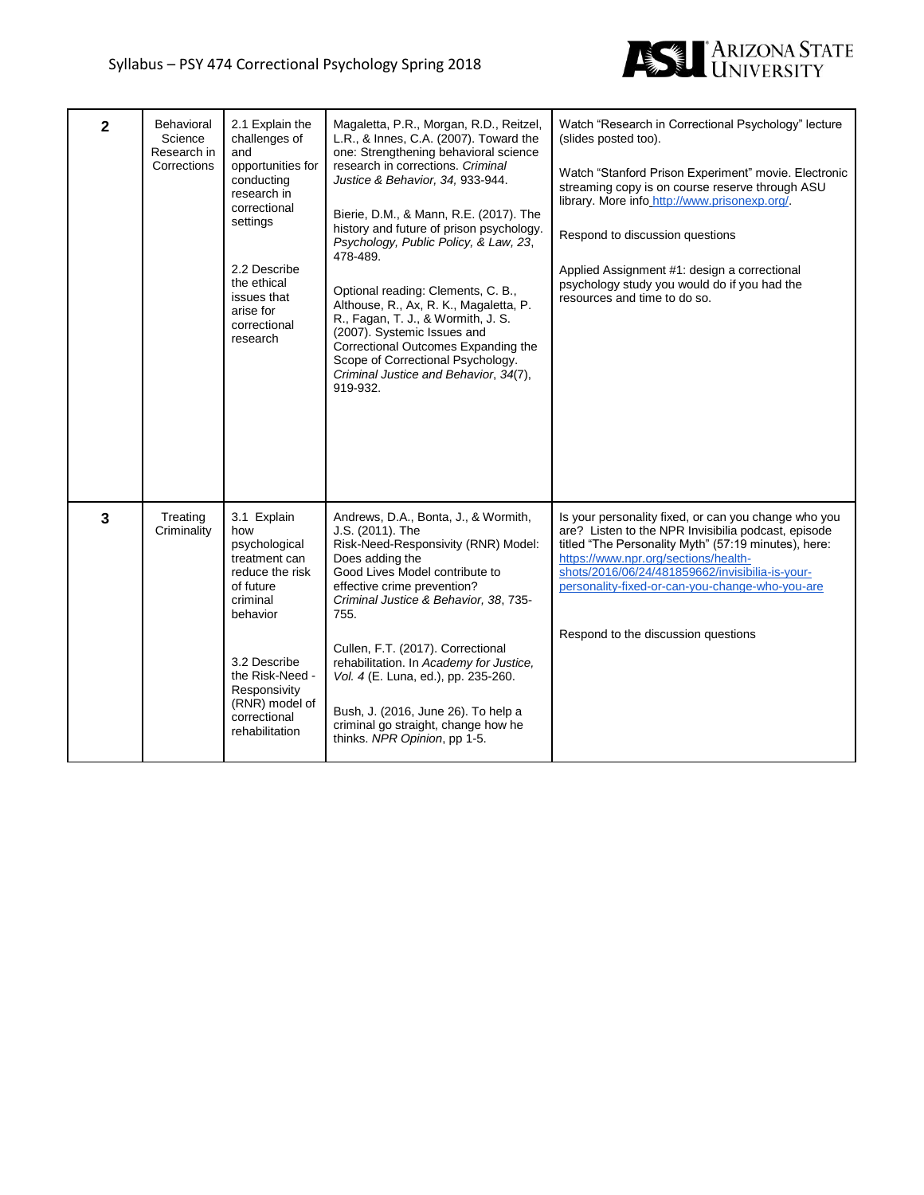| 2 | Behavioral Science Research in Corrections | 2.1 Explain the challenges of and opportunities for conducting research in correctional settings<br><br>2.2 Describe the ethical issues that arise for correctional research | Magaletta, P.R., Morgan, R.D., Reitzel, L.R., & Innes, C.A. (2007). Toward the one: Strengthening behavioral science research in corrections. *Criminal Justice & Behavior, 34,* 933-944.<br><br>Bierie, D.M., & Mann, R.E. (2017). The history and future of prison psychology. *Psychology, Public Policy, & Law, 23*, 478-489.<br><br>Optional reading: Clements, C. B., Althouse, R., Ax, R. K., Magaletta, P. R., Fagan, T. J., & Wormith, J. S. (2007). Systemic Issues and Correctional Outcomes Expanding the Scope of Correctional Psychology. *Criminal Justice and Behavior*, *34*(7), 919-932. | Watch "Research in Correctional Psychology" lecture (slides posted too).<br><br>Watch "Stanford Prison Experiment" movie. Electronic streaming copy is on course reserve through ASU library. More info http://www.prisonexp.org/.<br><br>Respond to discussion questions<br><br>Applied Assignment #1: design a correctional psychology study you would do if you had the resources and time to do so. |
|---|---|---|---|---|
| 3 | Treating Criminality | 3.1 Explain how psychological treatment can reduce the risk of future criminal behavior<br><br>3.2 Describe the Risk-Need - Responsivity (RNR) model of correctional rehabilitation | Andrews, D.A., Bonta, J., & Wormith, J.S. (2011). The Risk-Need-Responsivity (RNR) Model: Does adding the Good Lives Model contribute to effective crime prevention? *Criminal Justice & Behavior, 38*, 735-755.<br><br>Cullen, F.T. (2017). Correctional rehabilitation. In *Academy for Justice, Vol. 4* (E. Luna, ed.), pp. 235-260.<br><br>Bush, J. (2016, June 26). To help a criminal go straight, change how he thinks. *NPR Opinion*, pp 1-5. | Is your personality fixed, or can you change who you are? Listen to the NPR Invisibilia podcast, episode titled "The Personality Myth" (57:19 minutes), here: https://www.npr.org/sections/health-shots/2016/06/24/481859662/invisibilia-is-your-personality-fixed-or-can-you-change-who-you-are<br><br>Respond to the discussion questions |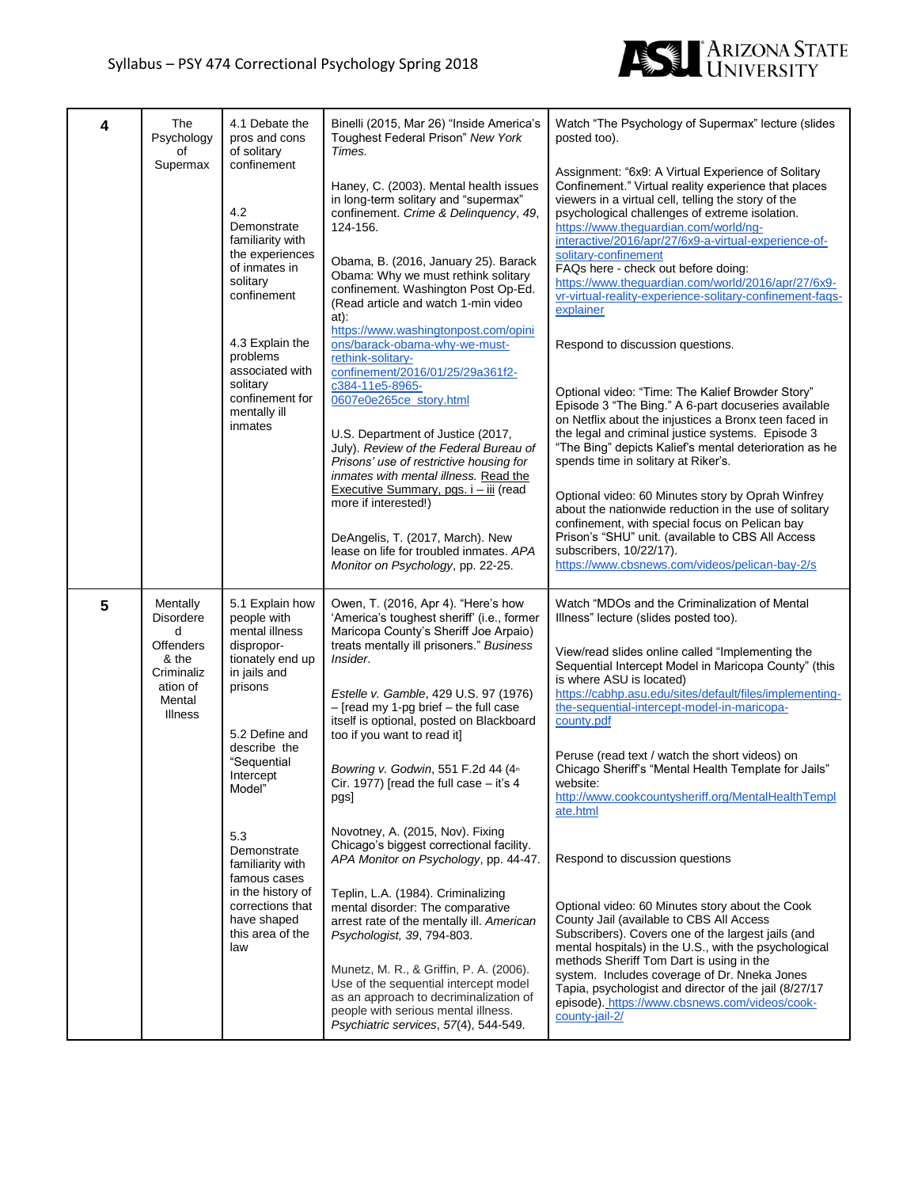| 4 | The Psychology of Supermax | 4.1 Debate the pros and cons of solitary confinement<br><br>4.2 Demonstrate familiarity with the experiences of inmates in solitary confinement<br><br>4.3 Explain the problems associated with solitary confinement for mentally ill inmates | Binelli (2015, Mar 26) "Inside America's Toughest Federal Prison" *New York Times.*<br><br>Haney, C. (2003). Mental health issues in long-term solitary and "supermax" confinement. *Crime & Delinquency*, *49*, 124-156.<br><br>Obama, B. (2016, January 25). Barack Obama: Why we must rethink solitary confinement. Washington Post Op-Ed. (Read article and watch 1-min video at): https://www.washingtonpost.com/opinions/barack-obama-why-we-must-rethink-solitary-confinement/2016/01/25/29a361f2-c384-11e5-8965-0607e0e265ce_story.html<br><br>U.S. Department of Justice (2017, July). *Review of the Federal Bureau of Prisons' use of restrictive housing for inmates with mental illness.* Read the Executive Summary, pgs. i – iii (read more if interested!)<br><br>DeAngelis, T. (2017, March). New lease on life for troubled inmates. *APA Monitor on Psychology*, pp. 22-25. | Watch "The Psychology of Supermax" lecture (slides posted too).<br><br>Assignment: "6x9: A Virtual Experience of Solitary Confinement." Virtual reality experience that places viewers in a virtual cell, telling the story of the psychological challenges of extreme isolation. https://www.theguardian.com/world/ng-interactive/2016/apr/27/6x9-a-virtual-experience-of-solitary-confinement<br>FAQs here - check out before doing: https://www.theguardian.com/world/2016/apr/27/6x9-vr-virtual-reality-experience-solitary-confinement-faqs-explainer<br><br>Respond to discussion questions.<br><br>Optional video: "Time: The Kalief Browder Story" Episode 3 "The Bing." A 6-part docuseries available on Netflix about the injustices a Bronx teen faced in the legal and criminal justice systems. Episode 3 "The Bing" depicts Kalief's mental deterioration as he spends time in solitary at Riker's.<br><br>Optional video: 60 Minutes story by Oprah Winfrey about the nationwide reduction in the use of solitary confinement, with special focus on Pelican bay Prison's "SHU" unit. (available to CBS All Access subscribers, 10/22/17). https://www.cbsnews.com/videos/pelican-bay-2/s |
|---|---|---|---|---|
| 5 | Mentally Disordered Offenders & the Criminalization of Mental Illness | 5.1 Explain how people with mental illness dispropor-tionately end up in jails and prisons<br><br>5.2 Define and describe the "Sequential Intercept Model"<br><br>5.3 Demonstrate familiarity with famous cases in the history of corrections that have shaped this area of the law | Owen, T. (2016, Apr 4). "Here's how 'America's toughest sheriff' (i.e., former Maricopa County's Sheriff Joe Arpaio) treats mentally ill prisoners." *Business Insider*.<br><br>*Estelle v. Gamble*, 429 U.S. 97 (1976) – [read my 1-pg brief – the full case itself is optional, posted on Blackboard too if you want to read it]<br><br>*Bowring v. Godwin*, 551 F.2d 44 (4th Cir. 1977) [read the full case – it's 4 pgs]<br><br>Novotney, A. (2015, Nov). Fixing Chicago's biggest correctional facility. *APA Monitor on Psychology*, pp. 44-47.<br><br>Teplin, L.A. (1984). Criminalizing mental disorder: The comparative arrest rate of the mentally ill. *American Psychologist, 39*, 794-803.<br><br>Munetz, M. R., & Griffin, P. A. (2006). Use of the sequential intercept model as an approach to decriminalization of people with serious mental illness. *Psychiatric services*, *57*(4), 544-549. | Watch "MDOs and the Criminalization of Mental Illness" lecture (slides posted too).<br><br>View/read slides online called "Implementing the Sequential Intercept Model in Maricopa County" (this is where ASU is located) https://cabhp.asu.edu/sites/default/files/implementing-the-sequential-intercept-model-in-maricopa-county.pdf<br><br>Peruse (read text / watch the short videos) on Chicago Sheriff's "Mental Health Template for Jails" website: http://www.cookcountysheriff.org/MentalHealthTemplate.html<br><br>Respond to discussion questions<br><br>Optional video: 60 Minutes story about the Cook County Jail (available to CBS All Access Subscribers). Covers one of the largest jails (and mental hospitals) in the U.S., with the psychological methods Sheriff Tom Dart is using in the system. Includes coverage of Dr. Nneka Jones Tapia, psychologist and director of the jail (8/27/17 episode). https://www.cbsnews.com/videos/cook-county-jail-2/ |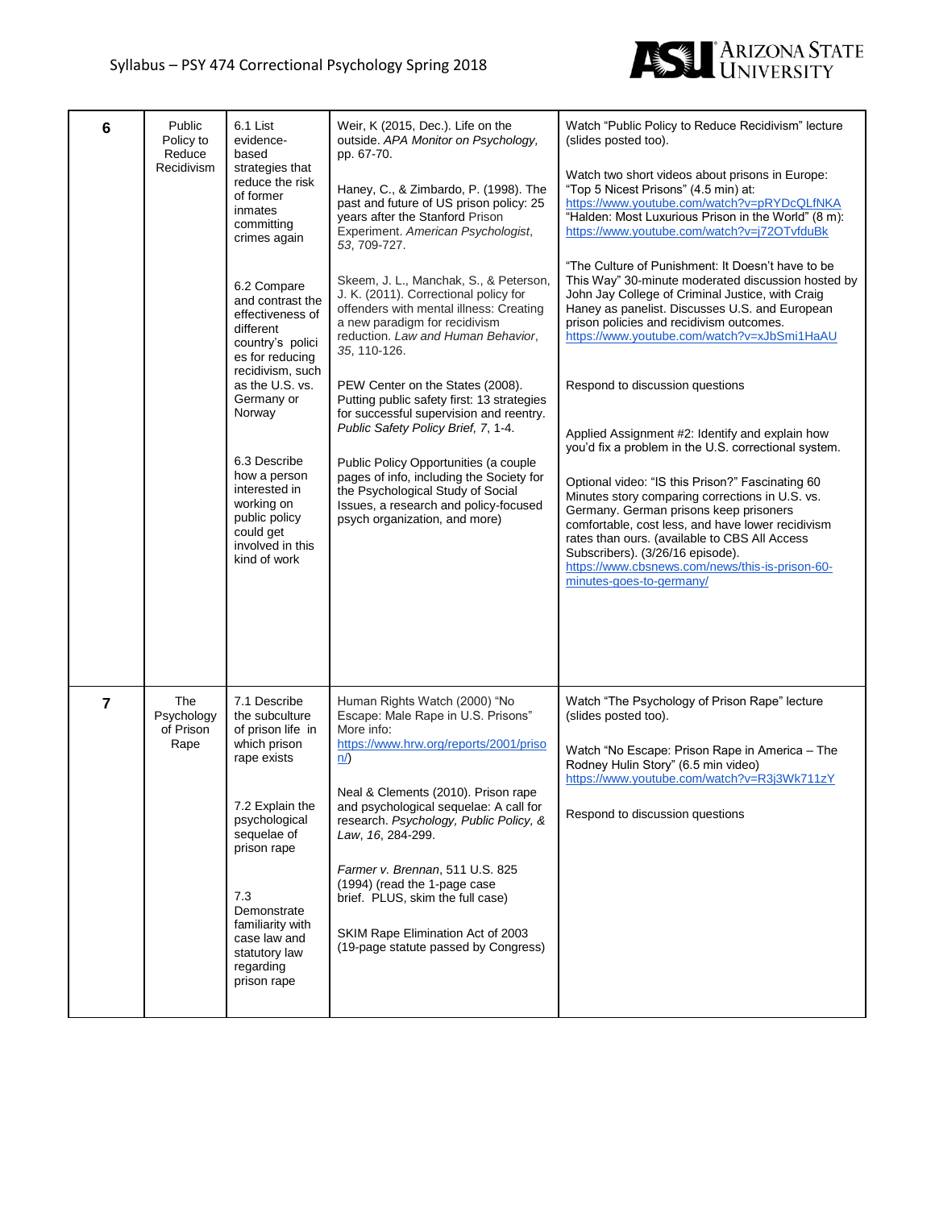| 6 | Public Policy to Reduce Recidivism | 6.1 List evidence-based strategies that reduce the risk of former inmates committing crimes again<br><br>6.2 Compare and contrast the effectiveness of different country's policies for reducing recidivism, such as the U.S. vs. Germany or Norway<br><br>6.3 Describe how a person interested in working on public policy could get involved in this kind of work | Weir, K (2015, Dec.). Life on the outside. *APA Monitor on Psychology,* pp. 67-70.<br><br>Haney, C., & Zimbardo, P. (1998). The past and future of US prison policy: 25 years after the Stanford Prison Experiment. *American Psychologist*, *53*, 709-727.<br><br>Skeem, J. L., Manchak, S., & Peterson, J. K. (2011). Correctional policy for offenders with mental illness: Creating a new paradigm for recidivism reduction. *Law and Human Behavior*, *35*, 110-126.<br><br>PEW Center on the States (2008). Putting public safety first: 13 strategies for successful supervision and reentry. *Public Safety Policy Brief, 7*, 1-4.<br><br>Public Policy Opportunities (a couple pages of info, including the Society for the Psychological Study of Social Issues, a research and policy-focused psych organization, and more) | Watch "Public Policy to Reduce Recidivism" lecture (slides posted too).<br><br>Watch two short videos about prisons in Europe: "Top 5 Nicest Prisons" (4.5 min) at: https://www.youtube.com/watch?v=pRYDcQLfNKA "Halden: Most Luxurious Prison in the World" (8 m): https://www.youtube.com/watch?v=j72OTvfduBk<br><br>"The Culture of Punishment: It Doesn't have to be This Way" 30-minute moderated discussion hosted by John Jay College of Criminal Justice, with Craig Haney as panelist. Discusses U.S. and European prison policies and recidivism outcomes. https://www.youtube.com/watch?v=xJbSmi1HaAU<br><br>Respond to discussion questions<br><br>Applied Assignment #2: Identify and explain how you'd fix a problem in the U.S. correctional system.<br><br>Optional video: "IS this Prison?" Fascinating 60 Minutes story comparing corrections in U.S. vs. Germany. German prisons keep prisoners comfortable, cost less, and have lower recidivism rates than ours. (available to CBS All Access Subscribers). (3/26/16 episode). https://www.cbsnews.com/news/this-is-prison-60-minutes-goes-to-germany/ |
|---|---|---|---|---|
| 7 | The Psychology of Prison Rape | 7.1 Describe the subculture of prison life in which prison rape exists<br><br>7.2 Explain the psychological sequelae of prison rape<br><br>7.3 Demonstrate familiarity with case law and statutory law regarding prison rape | Human Rights Watch (2000) "No Escape: Male Rape in U.S. Prisons" More info: https://www.hrw.org/reports/2001/prison/)<br><br>Neal & Clements (2010). Prison rape and psychological sequelae: A call for research. *Psychology, Public Policy, & Law*, *16*, 284-299.<br><br>*Farmer v. Brennan*, 511 U.S. 825 (1994) (read the 1-page case brief. PLUS, skim the full case)<br><br>SKIM Rape Elimination Act of 2003 (19-page statute passed by Congress) | Watch "The Psychology of Prison Rape" lecture (slides posted too).<br><br>Watch "No Escape: Prison Rape in America – The Rodney Hulin Story" (6.5 min video) https://www.youtube.com/watch?v=R3j3Wk711zY<br><br>Respond to discussion questions |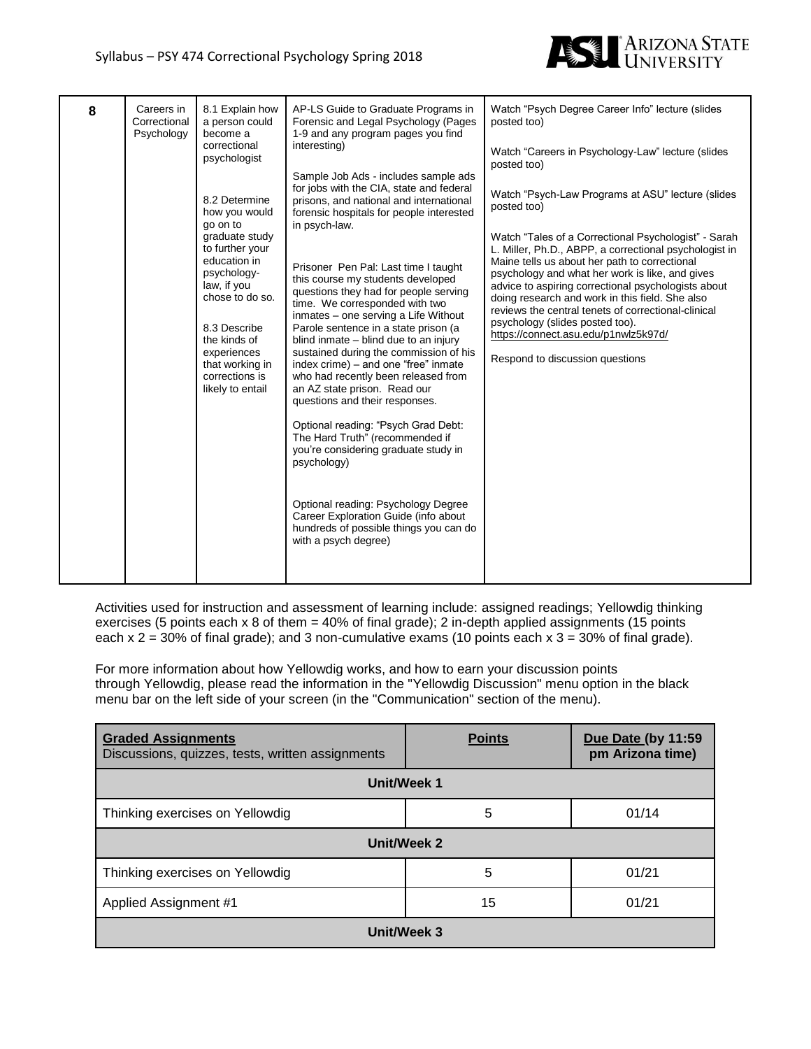| 8 | Careers in Correctional Psychology | 8.1 Explain how a person could become a correctional psychologist<br><br>8.2 Determine how you would go on to graduate study to further your education in psychology-law, if you chose to do so.<br><br>8.3 Describe the kinds of experiences that working in corrections is likely to entail | AP-LS Guide to Graduate Programs in Forensic and Legal Psychology (Pages 1-9 and any program pages you find interesting)<br><br>Sample Job Ads - includes sample ads for jobs with the CIA, state and federal prisons, and national and international forensic hospitals for people interested in psych-law.<br><br>Prisoner Pen Pal: Last time I taught this course my students developed questions they had for people serving time. We corresponded with two inmates – one serving a Life Without Parole sentence in a state prison (a blind inmate – blind due to an injury sustained during the commission of his index crime) – and one "free" inmate who had recently been released from an AZ state prison. Read our questions and their responses.<br><br>Optional reading: "Psych Grad Debt: The Hard Truth" (recommended if you're considering graduate study in psychology)<br><br>Optional reading: Psychology Degree Career Exploration Guide (info about hundreds of possible things you can do with a psych degree) | Watch "Psych Degree Career Info" lecture (slides posted too)<br><br>Watch "Careers in Psychology-Law" lecture (slides posted too)<br><br>Watch "Psych-Law Programs at ASU" lecture (slides posted too)<br><br>Watch "Tales of a Correctional Psychologist" - Sarah L. Miller, Ph.D., ABPP, a correctional psychologist in Maine tells us about her path to correctional psychology and what her work is like, and gives advice to aspiring correctional psychologists about doing research and work in this field. She also reviews the central tenets of correctional-clinical psychology (slides posted too). https://connect.asu.edu/p1nwlz5k97d/<br><br>Respond to discussion questions |
|---|---|---|---|---|

Activities used for instruction and assessment of learning include: assigned readings; Yellowdig thinking exercises (5 points each x 8 of them = 40% of final grade); 2 in-depth applied assignments (15 points each x 2 = 30% of final grade); and 3 non-cumulative exams (10 points each x 3 = 30% of final grade).

For more information about how Yellowdig works, and how to earn your discussion points through Yellowdig, please read the information in the "Yellowdig Discussion" menu option in the black menu bar on the left side of your screen (in the "Communication" section of the menu).

| **Graded Assignments**<br>Discussions, quizzes, tests, written assignments | **Points** | **Due Date (by 11:59 pm Arizona time)** |
|---|---|---|
| **Unit/Week 1** | | |
| Thinking exercises on Yellowdig | 5 | 01/14 |
| **Unit/Week 2** | | |
| Thinking exercises on Yellowdig | 5 | 01/21 |
| Applied Assignment #1 | 15 | 01/21 |
| **Unit/Week 3** | | |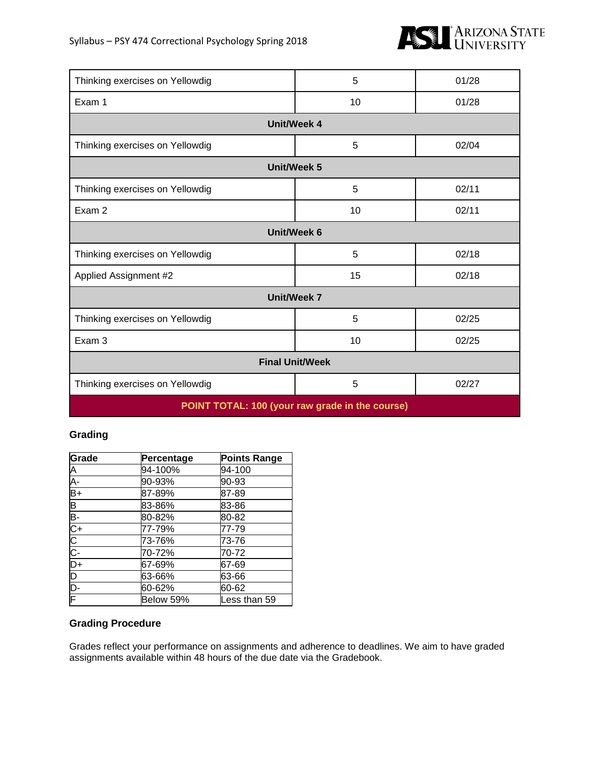| | | |
|---|---|---|
| Thinking exercises on Yellowdig | 5 | 01/28 |
| Exam 1 | 10 | 01/28 |
| **Unit/Week 4** | | |
| Thinking exercises on Yellowdig | 5 | 02/04 |
| **Unit/Week 5** | | |
| Thinking exercises on Yellowdig | 5 | 02/11 |
| Exam 2 | 10 | 02/11 |
| **Unit/Week 6** | | |
| Thinking exercises on Yellowdig | 5 | 02/18 |
| Applied Assignment #2 | 15 | 02/18 |
| **Unit/Week 7** | | |
| Thinking exercises on Yellowdig | 5 | 02/25 |
| Exam 3 | 10 | 02/25 |
| **Final Unit/Week** | | |
| Thinking exercises on Yellowdig | 5 | 02/27 |
| **POINT TOTAL: 100 (your raw grade in the course)** | | |

### Grading

| Grade | Percentage | Points Range |
|---|---|---|
| A | 94-100% | 94-100 |
| A- | 90-93% | 90-93 |
| B+ | 87-89% | 87-89 |
| B | 83-86% | 83-86 |
| B- | 80-82% | 80-82 |
| C+ | 77-79% | 77-79 |
| C | 73-76% | 73-76 |
| C- | 70-72% | 70-72 |
| D+ | 67-69% | 67-69 |
| D | 63-66% | 63-66 |
| D- | 60-62% | 60-62 |
| F | Below 59% | Less than 59 |

### Grading Procedure

Grades reflect your performance on assignments and adherence to deadlines. We aim to have graded assignments available within 48 hours of the due date via the Gradebook.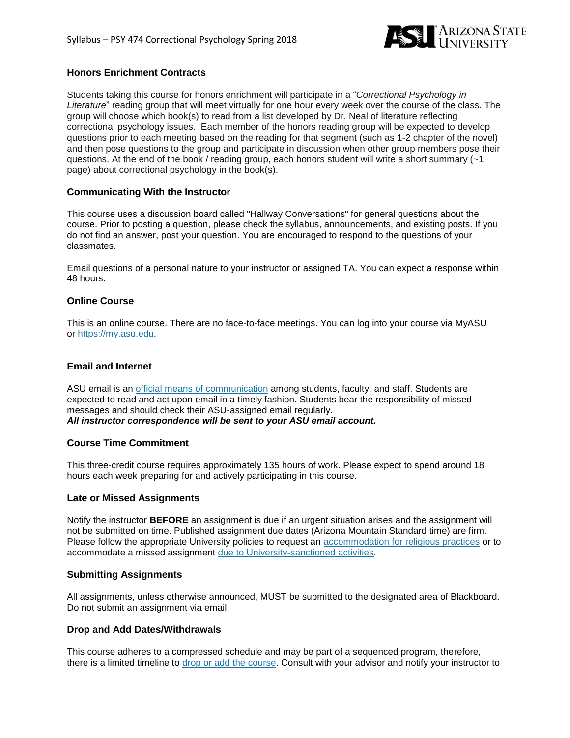### Honors Enrichment Contracts

Students taking this course for honors enrichment will participate in a "*Correctional Psychology in Literature*" reading group that will meet virtually for one hour every week over the course of the class. The group will choose which book(s) to read from a list developed by Dr. Neal of literature reflecting correctional psychology issues. Each member of the honors reading group will be expected to develop questions prior to each meeting based on the reading for that segment (such as 1-2 chapter of the novel) and then pose questions to the group and participate in discussion when other group members pose their questions. At the end of the book / reading group, each honors student will write a short summary (~1 page) about correctional psychology in the book(s).

### Communicating With the Instructor

This course uses a discussion board called "Hallway Conversations" for general questions about the course. Prior to posting a question, please check the syllabus, announcements, and existing posts. If you do not find an answer, post your question. You are encouraged to respond to the questions of your classmates.

Email questions of a personal nature to your instructor or assigned TA. You can expect a response within 48 hours.

### Online Course

This is an online course. There are no face-to-face meetings. You can log into your course via MyASU or https://my.asu.edu.

### Email and Internet

ASU email is an official means of communication among students, faculty, and staff. Students are expected to read and act upon email in a timely fashion. Students bear the responsibility of missed messages and should check their ASU-assigned email regularly.
***All instructor correspondence will be sent to your ASU email account.***

### Course Time Commitment

This three-credit course requires approximately 135 hours of work. Please expect to spend around 18 hours each week preparing for and actively participating in this course.

### Late or Missed Assignments

Notify the instructor **BEFORE** an assignment is due if an urgent situation arises and the assignment will not be submitted on time. Published assignment due dates (Arizona Mountain Standard time) are firm. Please follow the appropriate University policies to request an accommodation for religious practices or to accommodate a missed assignment due to University-sanctioned activities.

### Submitting Assignments

All assignments, unless otherwise announced, MUST be submitted to the designated area of Blackboard. Do not submit an assignment via email.

### Drop and Add Dates/Withdrawals

This course adheres to a compressed schedule and may be part of a sequenced program, therefore, there is a limited timeline to drop or add the course. Consult with your advisor and notify your instructor to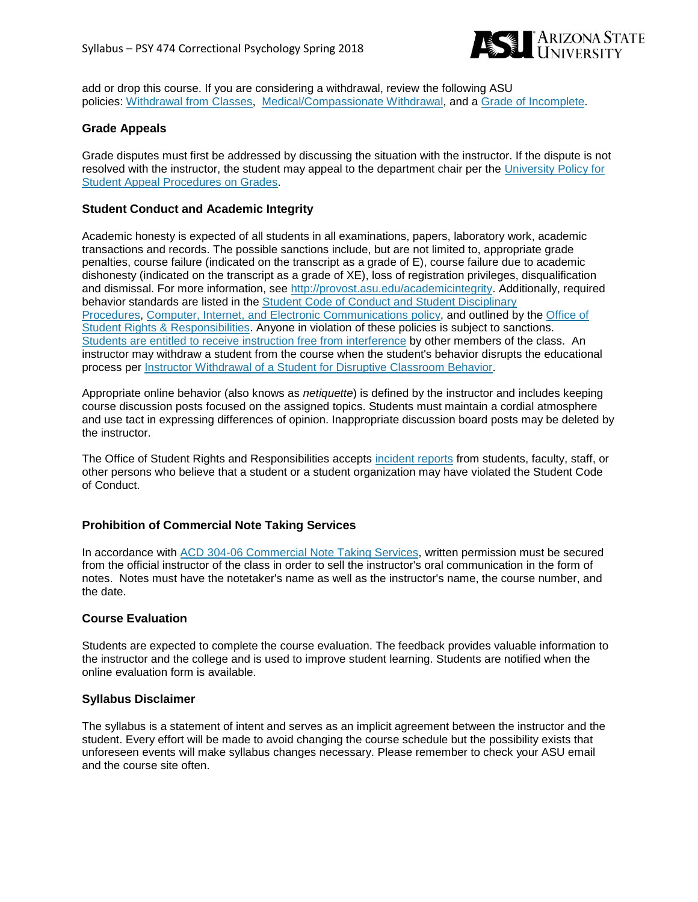add or drop this course. If you are considering a withdrawal, review the following ASU policies: Withdrawal from Classes, Medical/Compassionate Withdrawal, and a Grade of Incomplete.

### Grade Appeals

Grade disputes must first be addressed by discussing the situation with the instructor. If the dispute is not resolved with the instructor, the student may appeal to the department chair per the University Policy for Student Appeal Procedures on Grades.

### Student Conduct and Academic Integrity

Academic honesty is expected of all students in all examinations, papers, laboratory work, academic transactions and records. The possible sanctions include, but are not limited to, appropriate grade penalties, course failure (indicated on the transcript as a grade of E), course failure due to academic dishonesty (indicated on the transcript as a grade of XE), loss of registration privileges, disqualification and dismissal. For more information, see http://provost.asu.edu/academicintegrity. Additionally, required behavior standards are listed in the Student Code of Conduct and Student Disciplinary Procedures, Computer, Internet, and Electronic Communications policy, and outlined by the Office of Student Rights & Responsibilities. Anyone in violation of these policies is subject to sanctions. Students are entitled to receive instruction free from interference by other members of the class. An instructor may withdraw a student from the course when the student's behavior disrupts the educational process per Instructor Withdrawal of a Student for Disruptive Classroom Behavior.

Appropriate online behavior (also knows as *netiquette*) is defined by the instructor and includes keeping course discussion posts focused on the assigned topics. Students must maintain a cordial atmosphere and use tact in expressing differences of opinion. Inappropriate discussion board posts may be deleted by the instructor.

The Office of Student Rights and Responsibilities accepts incident reports from students, faculty, staff, or other persons who believe that a student or a student organization may have violated the Student Code of Conduct.

### Prohibition of Commercial Note Taking Services

In accordance with ACD 304-06 Commercial Note Taking Services, written permission must be secured from the official instructor of the class in order to sell the instructor's oral communication in the form of notes. Notes must have the notetaker's name as well as the instructor's name, the course number, and the date.

### Course Evaluation

Students are expected to complete the course evaluation. The feedback provides valuable information to the instructor and the college and is used to improve student learning. Students are notified when the online evaluation form is available.

### Syllabus Disclaimer

The syllabus is a statement of intent and serves as an implicit agreement between the instructor and the student. Every effort will be made to avoid changing the course schedule but the possibility exists that unforeseen events will make syllabus changes necessary. Please remember to check your ASU email and the course site often.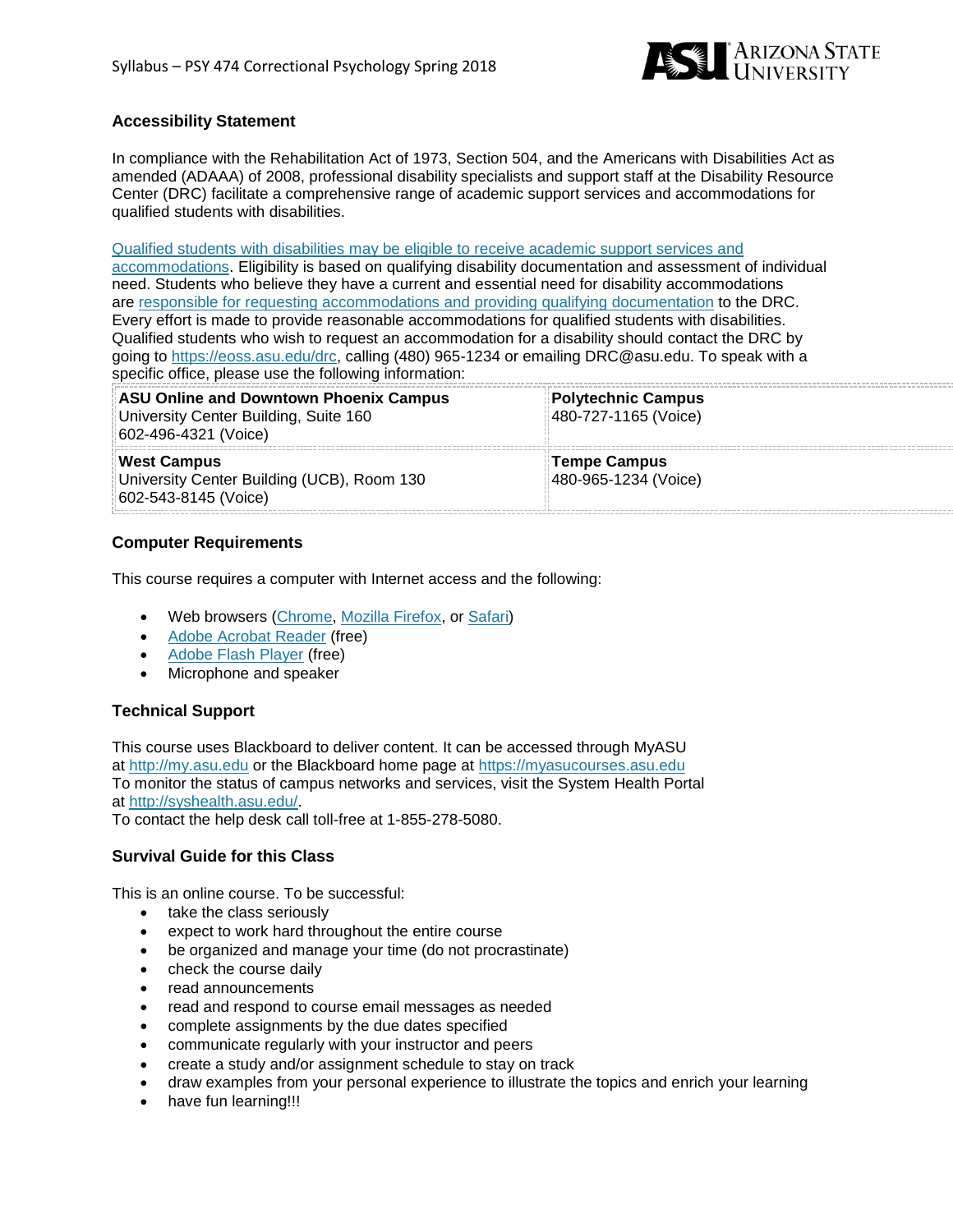### Accessibility Statement

In compliance with the Rehabilitation Act of 1973, Section 504, and the Americans with Disabilities Act as amended (ADAAA) of 2008, professional disability specialists and support staff at the Disability Resource Center (DRC) facilitate a comprehensive range of academic support services and accommodations for qualified students with disabilities.

Qualified students with disabilities may be eligible to receive academic support services and accommodations. Eligibility is based on qualifying disability documentation and assessment of individual need. Students who believe they have a current and essential need for disability accommodations are responsible for requesting accommodations and providing qualifying documentation to the DRC. Every effort is made to provide reasonable accommodations for qualified students with disabilities. Qualified students who wish to request an accommodation for a disability should contact the DRC by going to https://eoss.asu.edu/drc, calling (480) 965-1234 or emailing DRC@asu.edu. To speak with a specific office, please use the following information:

| | |
|---|---|
| **ASU Online and Downtown Phoenix Campus**<br>University Center Building, Suite 160<br>602-496-4321 (Voice) | **Polytechnic Campus**<br>480-727-1165 (Voice) |
| **West Campus**<br>University Center Building (UCB), Room 130<br>602-543-8145 (Voice) | **Tempe Campus**<br>480-965-1234 (Voice) |

### Computer Requirements

This course requires a computer with Internet access and the following:

- Web browsers (Chrome, Mozilla Firefox, or Safari)
- Adobe Acrobat Reader (free)
- Adobe Flash Player (free)
- Microphone and speaker

### Technical Support

This course uses Blackboard to deliver content. It can be accessed through MyASU at http://my.asu.edu or the Blackboard home page at https://myasucourses.asu.edu
To monitor the status of campus networks and services, visit the System Health Portal at http://syshealth.asu.edu/.
To contact the help desk call toll-free at 1-855-278-5080.

### Survival Guide for this Class

This is an online course. To be successful:

- take the class seriously
- expect to work hard throughout the entire course
- be organized and manage your time (do not procrastinate)
- check the course daily
- read announcements
- read and respond to course email messages as needed
- complete assignments by the due dates specified
- communicate regularly with your instructor and peers
- create a study and/or assignment schedule to stay on track
- draw examples from your personal experience to illustrate the topics and enrich your learning
- have fun learning!!!